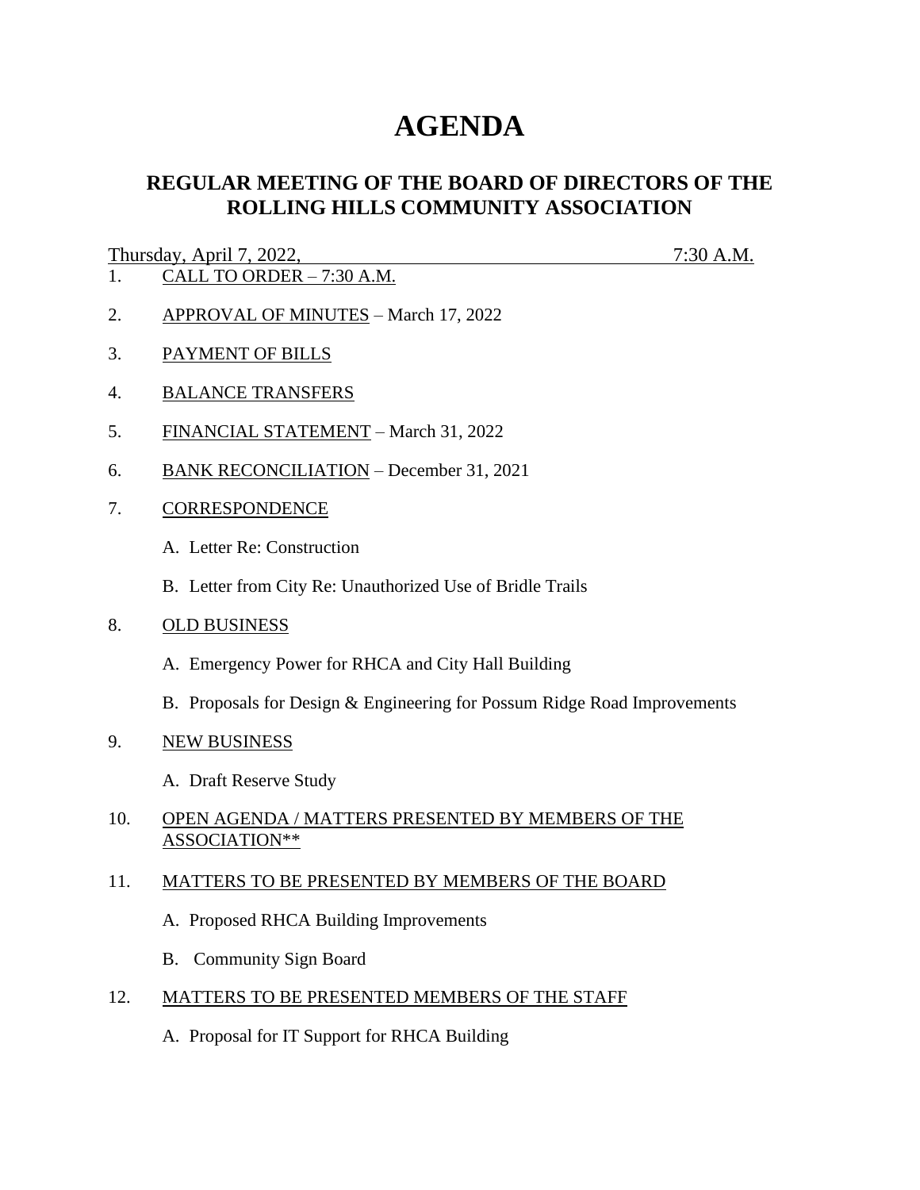# AGENDA

## REGULAR MEETING OF THE BOARD OF DIRECTORS OF THE ROLLING HILLS COMMUNITY ASSOCIATION

Thursday, April 7, 2022, 7:30 A.M.

1. CALL TO ORDER – 7:30 A.M.

2. APPROVAL OF MINUTES – March 17, 2022

3. PAYMENT OF BILLS

4. BALANCE TRANSFERS

5. FINANCIAL STATEMENT – March 31, 2022

6. BANK RECONCILIATION – December 31, 2021

7. CORRESPONDENCE

   A. Letter Re: Construction

   B. Letter from City Re: Unauthorized Use of Bridle Trails

8. OLD BUSINESS

   A. Emergency Power for RHCA and City Hall Building

   B. Proposals for Design & Engineering for Possum Ridge Road Improvements

9. NEW BUSINESS

   A. Draft Reserve Study

10. OPEN AGENDA / MATTERS PRESENTED BY MEMBERS OF THE ASSOCIATION**

11. MATTERS TO BE PRESENTED BY MEMBERS OF THE BOARD

    A. Proposed RHCA Building Improvements

    B. Community Sign Board

12. MATTERS TO BE PRESENTED MEMBERS OF THE STAFF

    A. Proposal for IT Support for RHCA Building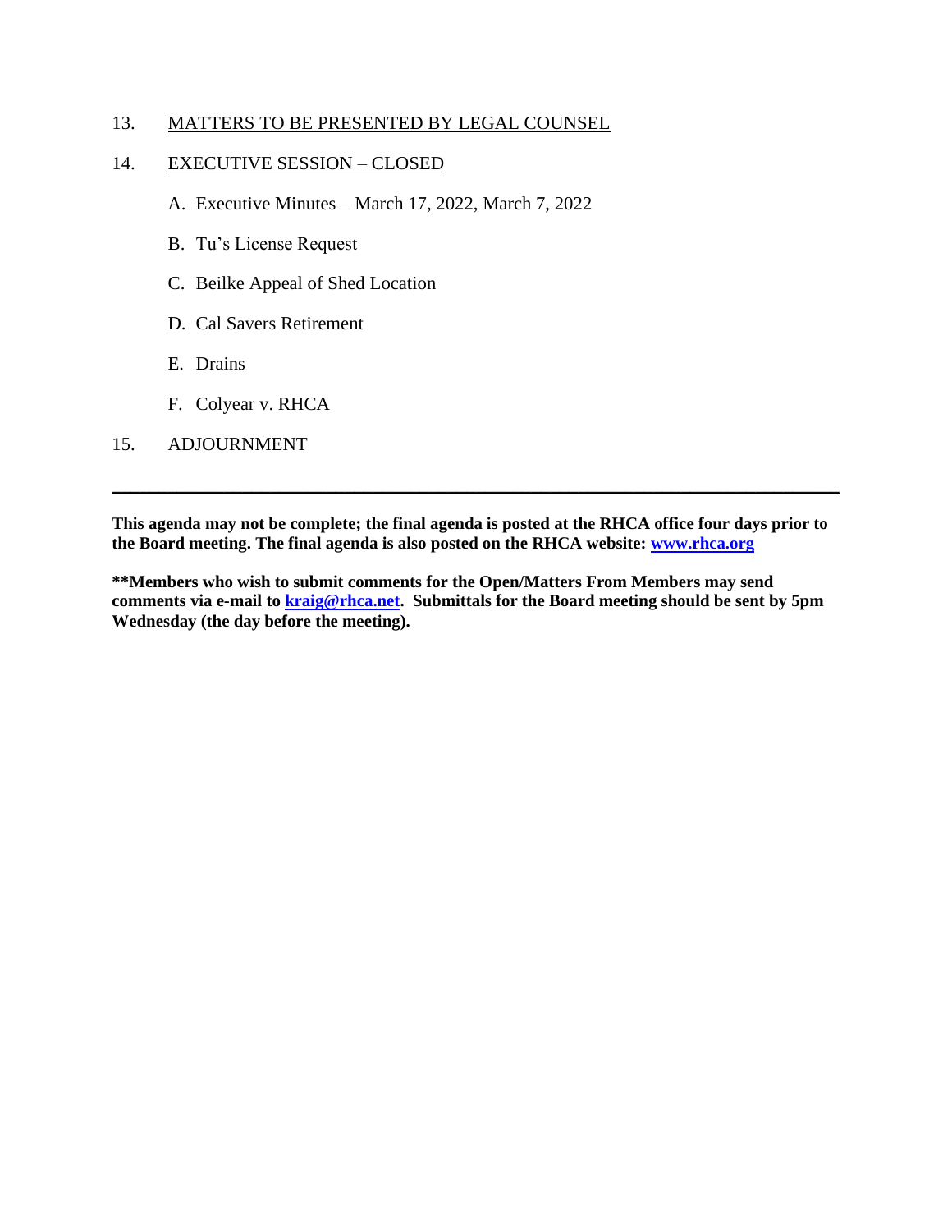13. MATTERS TO BE PRESENTED BY LEGAL COUNSEL

14. EXECUTIVE SESSION – CLOSED

    A. Executive Minutes – March 17, 2022, March 7, 2022

    B. Tu's License Request

    C. Beilke Appeal of Shed Location

    D. Cal Savers Retirement

    E. Drains

    F. Colyear v. RHCA

15. ADJOURNMENT

---

**This agenda may not be complete; the final agenda is posted at the RHCA office four days prior to the Board meeting. The final agenda is also posted on the RHCA website: [www.rhca.org](http://www.rhca.org)**

**\*\*Members who wish to submit comments for the Open/Matters From Members may send comments via e-mail to [kraig@rhca.net](mailto:kraig@rhca.net). Submittals for the Board meeting should be sent by 5pm Wednesday (the day before the meeting).**